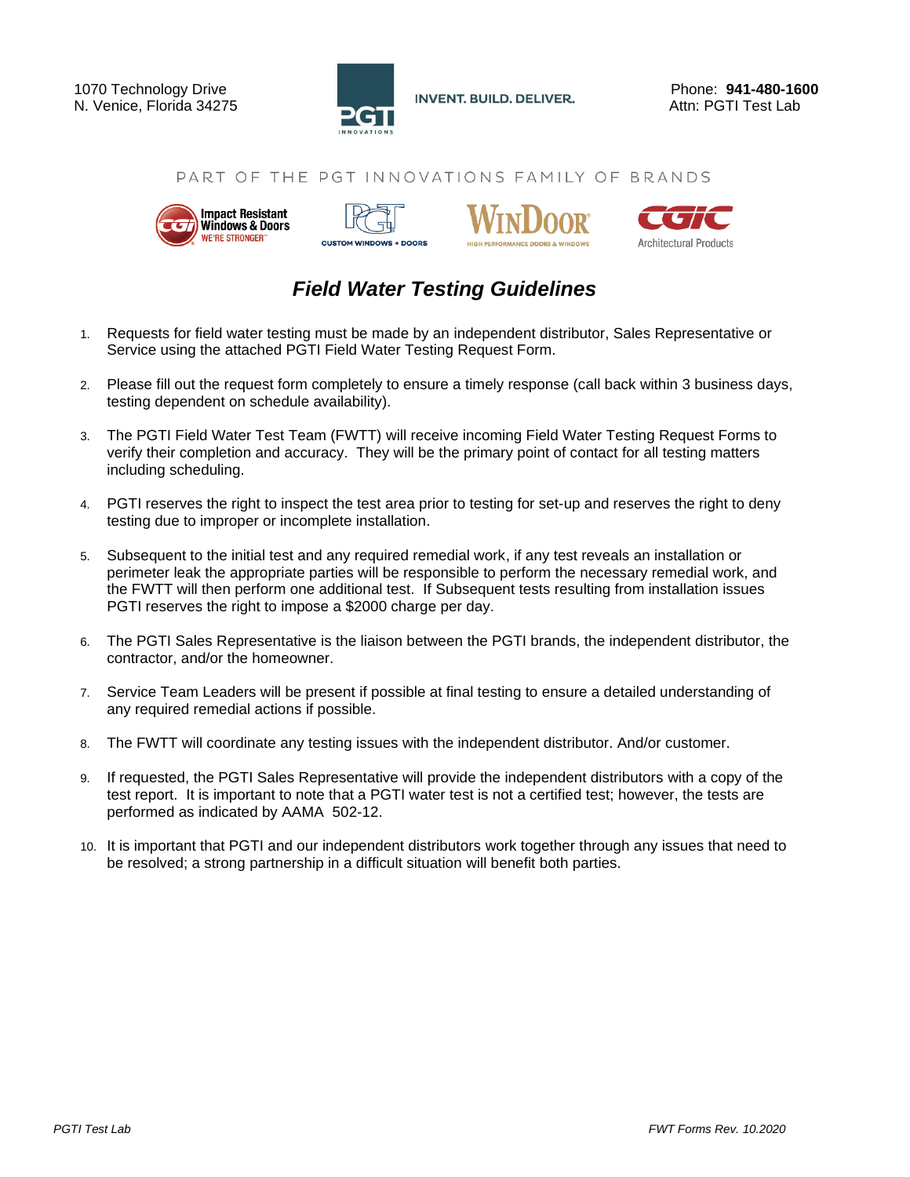1070 Technology Drive
N. Venice, Florida 34275

INVENT. BUILD. DELIVER.

Phone: **941-480-1600**
Attn: PGTI Test Lab

PART OF THE PGT INNOVATIONS FAMILY OF BRANDS

# *Field Water Testing Guidelines*

1. Requests for field water testing must be made by an independent distributor, Sales Representative or Service using the attached PGTI Field Water Testing Request Form.

2. Please fill out the request form completely to ensure a timely response (call back within 3 business days, testing dependent on schedule availability).

3. The PGTI Field Water Test Team (FWTT) will receive incoming Field Water Testing Request Forms to verify their completion and accuracy. They will be the primary point of contact for all testing matters including scheduling.

4. PGTI reserves the right to inspect the test area prior to testing for set-up and reserves the right to deny testing due to improper or incomplete installation.

5. Subsequent to the initial test and any required remedial work, if any test reveals an installation or perimeter leak the appropriate parties will be responsible to perform the necessary remedial work, and the FWTT will then perform one additional test. If Subsequent tests resulting from installation issues PGTI reserves the right to impose a $2000 charge per day.

6. The PGTI Sales Representative is the liaison between the PGTI brands, the independent distributor, the contractor, and/or the homeowner.

7. Service Team Leaders will be present if possible at final testing to ensure a detailed understanding of any required remedial actions if possible.

8. The FWTT will coordinate any testing issues with the independent distributor. And/or customer.

9. If requested, the PGTI Sales Representative will provide the independent distributors with a copy of the test report. It is important to note that a PGTI water test is not a certified test; however, the tests are performed as indicated by AAMA 502-12.

10. It is important that PGTI and our independent distributors work together through any issues that need to be resolved; a strong partnership in a difficult situation will benefit both parties.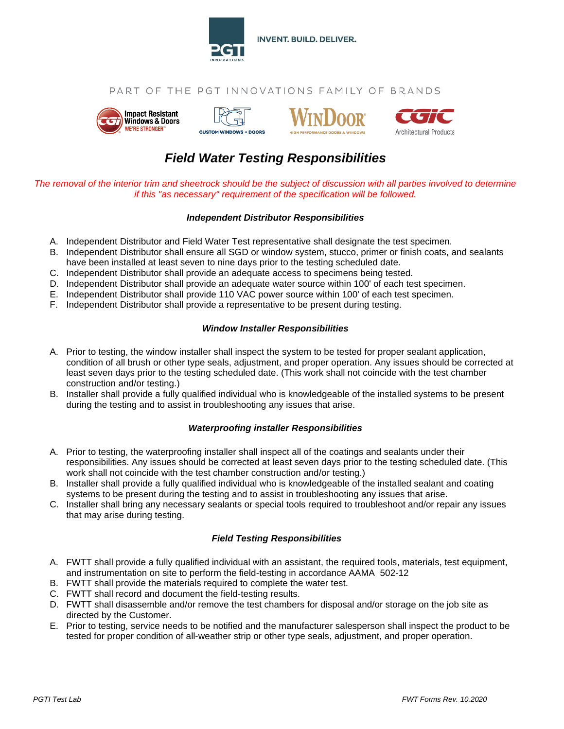INVENT. BUILD. DELIVER.

PART OF THE PGT INNOVATIONS FAMILY OF BRANDS

# *Field Water Testing Responsibilities*

*The removal of the interior trim and sheetrock should be the subject of discussion with all parties involved to determine if this "as necessary" requirement of the specification will be followed.*

### *Independent Distributor Responsibilities*

A. Independent Distributor and Field Water Test representative shall designate the test specimen.
B. Independent Distributor shall ensure all SGD or window system, stucco, primer or finish coats, and sealants have been installed at least seven to nine days prior to the testing scheduled date.
C. Independent Distributor shall provide an adequate access to specimens being tested.
D. Independent Distributor shall provide an adequate water source within 100' of each test specimen.
E. Independent Distributor shall provide 110 VAC power source within 100' of each test specimen.
F. Independent Distributor shall provide a representative to be present during testing.

### *Window Installer Responsibilities*

A. Prior to testing, the window installer shall inspect the system to be tested for proper sealant application, condition of all brush or other type seals, adjustment, and proper operation. Any issues should be corrected at least seven days prior to the testing scheduled date. (This work shall not coincide with the test chamber construction and/or testing.)
B. Installer shall provide a fully qualified individual who is knowledgeable of the installed systems to be present during the testing and to assist in troubleshooting any issues that arise.

### *Waterproofing installer Responsibilities*

A. Prior to testing, the waterproofing installer shall inspect all of the coatings and sealants under their responsibilities. Any issues should be corrected at least seven days prior to the testing scheduled date. (This work shall not coincide with the test chamber construction and/or testing.)
B. Installer shall provide a fully qualified individual who is knowledgeable of the installed sealant and coating systems to be present during the testing and to assist in troubleshooting any issues that arise.
C. Installer shall bring any necessary sealants or special tools required to troubleshoot and/or repair any issues that may arise during testing.

### *Field Testing Responsibilities*

A. FWTT shall provide a fully qualified individual with an assistant, the required tools, materials, test equipment, and instrumentation on site to perform the field-testing in accordance AAMA 502-12
B. FWTT shall provide the materials required to complete the water test.
C. FWTT shall record and document the field-testing results.
D. FWTT shall disassemble and/or remove the test chambers for disposal and/or storage on the job site as directed by the Customer.
E. Prior to testing, service needs to be notified and the manufacturer salesperson shall inspect the product to be tested for proper condition of all-weather strip or other type seals, adjustment, and proper operation.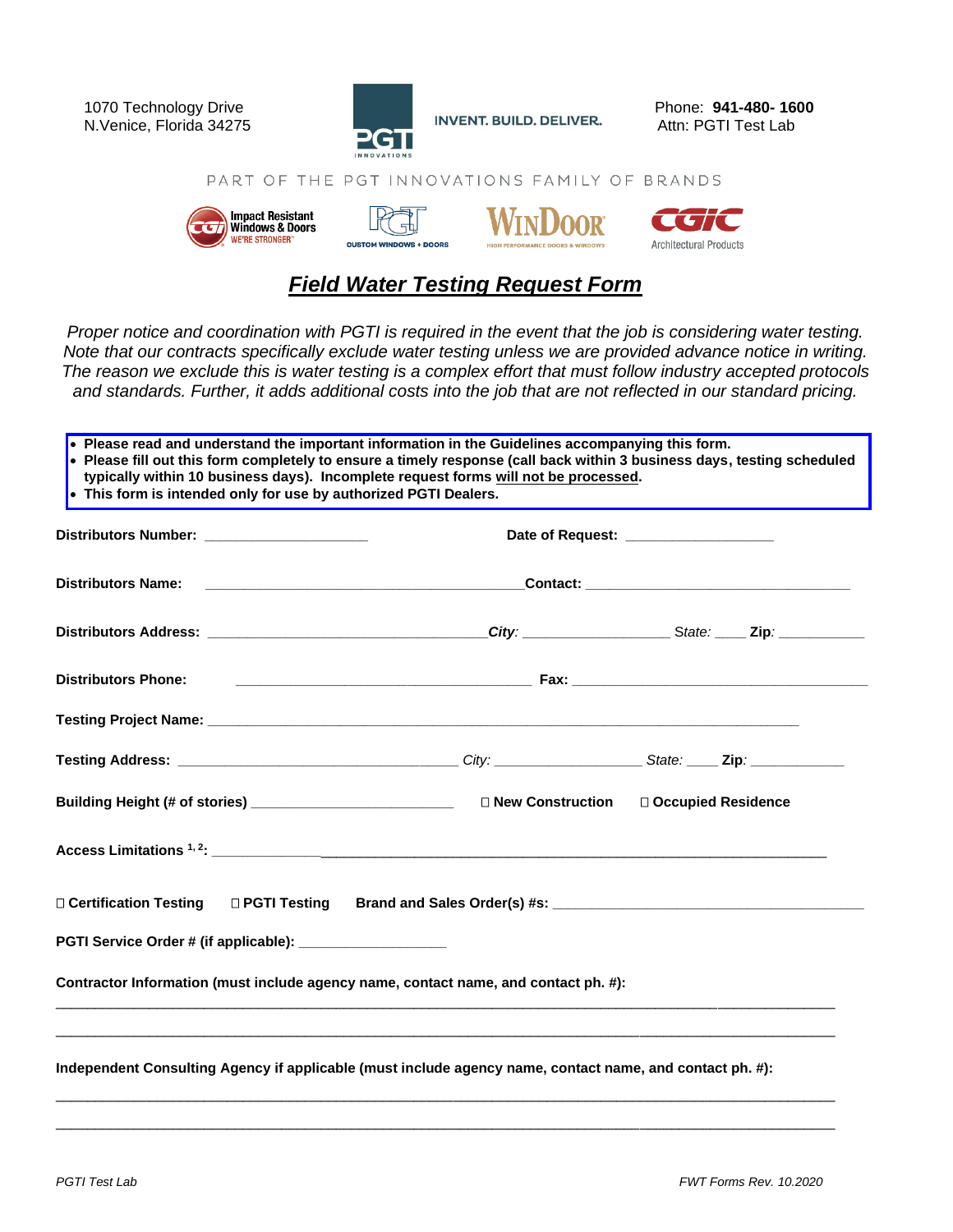1070 Technology Drive
N.Venice, Florida 34275

INVENT. BUILD. DELIVER.

Phone: **941-480- 1600**
Attn: PGTI Test Lab

PART OF THE PGT INNOVATIONS FAMILY OF BRANDS

# ***Field Water Testing Request Form***

*Proper notice and coordination with PGTI is required in the event that the job is considering water testing. Note that our contracts specifically exclude water testing unless we are provided advance notice in writing. The reason we exclude this is water testing is a complex effort that must follow industry accepted protocols and standards. Further, it adds additional costs into the job that are not reflected in our standard pricing.*

- **Please read and understand the important information in the Guidelines accompanying this form.**
- **Please fill out this form completely to ensure a timely response (call back within 3 business days, testing scheduled typically within 10 business days). Incomplete request forms will not be processed.**
- **This form is intended only for use by authorized PGTI Dealers.**

**Distributors Number:** ____________________ **Date of Request:** __________________

**Distributors Name:** ________________________________________ **Contact:** ________________________________

**Distributors Address:** __________________________________ ***City:*** __________________ *State:* ____ **Zip:** ___________

**Distributors Phone:** ____________________________________ **Fax:** ____________________________________

**Testing Project Name:** ________________________________________________________________________

**Testing Address:** __________________________________ *City:* __________________ *State:* ____ **Zip:** ____________

**Building Height (# of stories)** _________________________ ☐ **New Construction** ☐ **Occupied Residence**

**Access Limitations [1, 2]:** ______________________________________________________________________________

☐ **Certification Testing** ☐ **PGTI Testing** **Brand and Sales Order(s) #s:** _______________________________________

**PGTI Service Order # (if applicable):** __________________

**Contractor Information (must include agency name, contact name, and contact ph. #):**

_______________________________________________________________________________________________

_______________________________________________________________________________________________

**Independent Consulting Agency if applicable (must include agency name, contact name, and contact ph. #):**

_______________________________________________________________________________________________

_______________________________________________________________________________________________

*PGTI Test Lab* *FWT Forms Rev. 10.2020*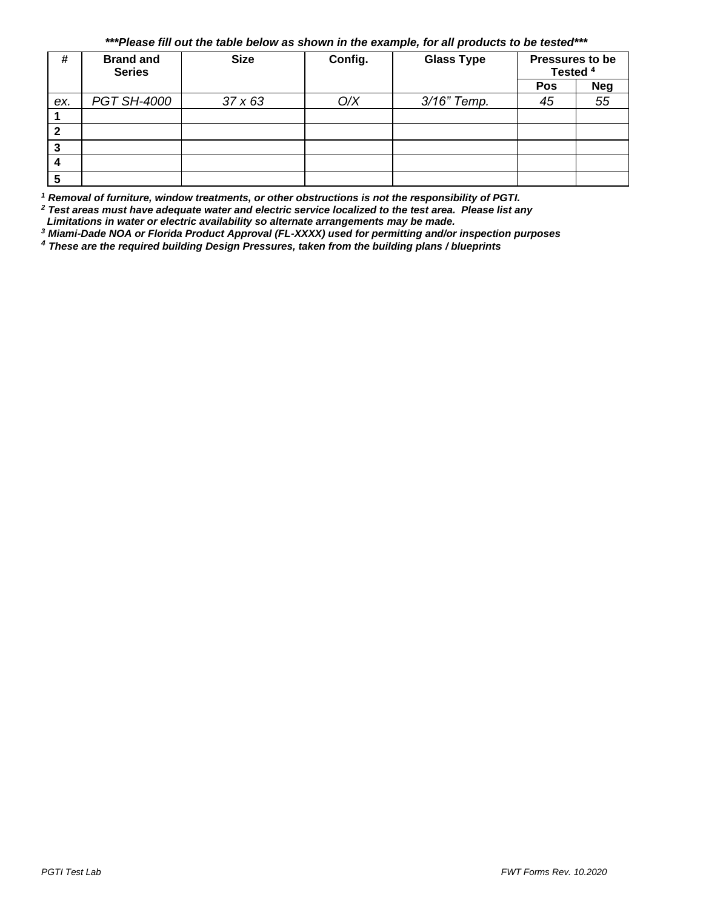***Please fill out the table below as shown in the example, for all products to be tested***

| # | Brand and Series | Size | Config. | Glass Type | Pressures to be Tested [4] | |
|---|---|---|---|---|---|---|
| | | | | | Pos | Neg |
| *ex.* | *PGT SH-4000* | *37 x 63* | *O/X* | *3/16" Temp.* | *45* | *55* |
| **1** | | | | | | |
| **2** | | | | | | |
| **3** | | | | | | |
| **4** | | | | | | |
| **5** | | | | | | |

***[1] Removal of furniture, window treatments, or other obstructions is not the responsibility of PGTI.***

***[2] Test areas must have adequate water and electric service localized to the test area. Please list any Limitations in water or electric availability so alternate arrangements may be made.***

***[3] Miami-Dade NOA or Florida Product Approval (FL-XXXX) used for permitting and/or inspection purposes***

***[4] These are the required building Design Pressures, taken from the building plans / blueprints***